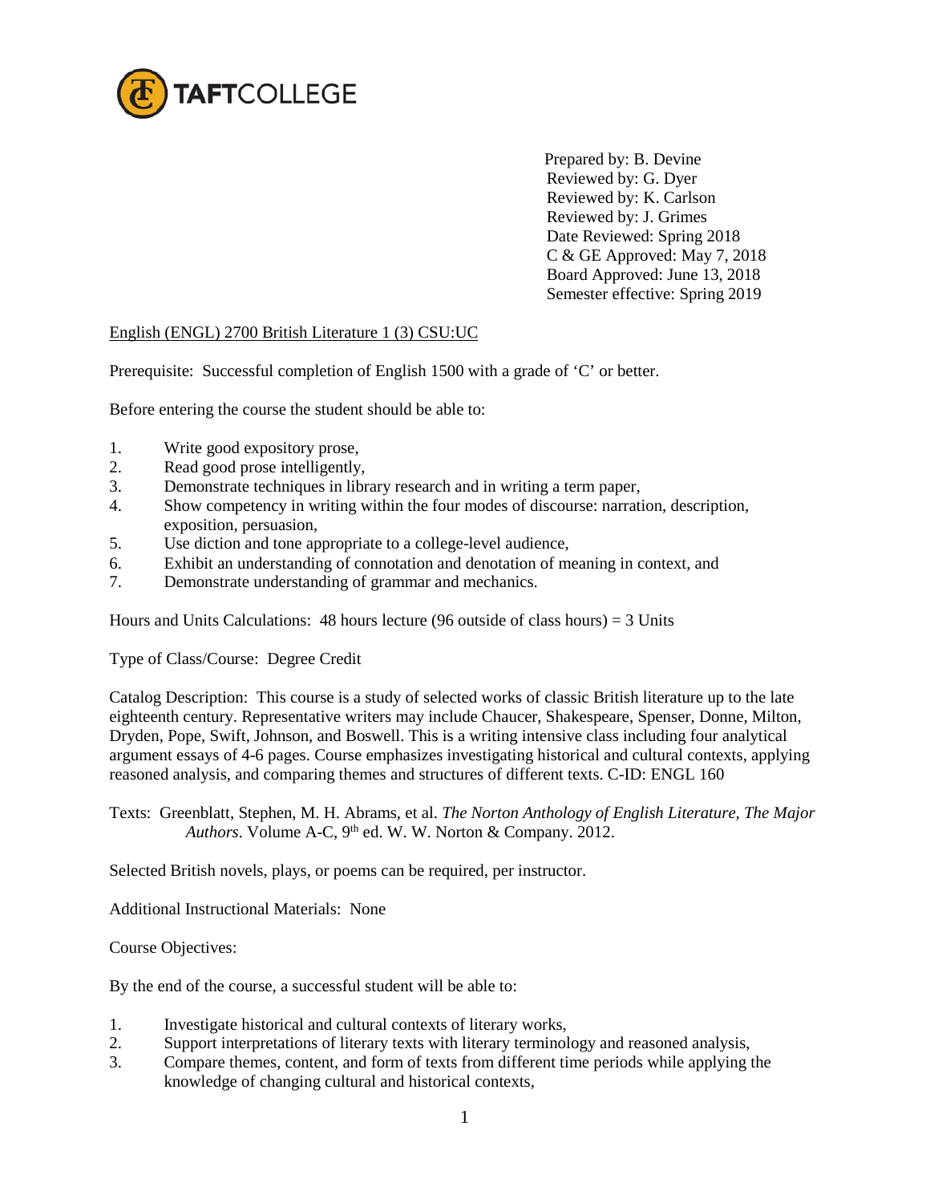TAFTCOLLEGE

Prepared by: B. Devine
Reviewed by: G. Dyer
Reviewed by: K. Carlson
Reviewed by: J. Grimes
Date Reviewed: Spring 2018
C & GE Approved: May 7, 2018
Board Approved: June 13, 2018
Semester effective: Spring 2019

English (ENGL) 2700 British Literature 1 (3) CSU:UC

Prerequisite: Successful completion of English 1500 with a grade of 'C' or better.

Before entering the course the student should be able to:

1. Write good expository prose,
2. Read good prose intelligently,
3. Demonstrate techniques in library research and in writing a term paper,
4. Show competency in writing within the four modes of discourse: narration, description, exposition, persuasion,
5. Use diction and tone appropriate to a college-level audience,
6. Exhibit an understanding of connotation and denotation of meaning in context, and
7. Demonstrate understanding of grammar and mechanics.

Hours and Units Calculations: 48 hours lecture (96 outside of class hours) = 3 Units

Type of Class/Course: Degree Credit

Catalog Description: This course is a study of selected works of classic British literature up to the late eighteenth century. Representative writers may include Chaucer, Shakespeare, Spenser, Donne, Milton, Dryden, Pope, Swift, Johnson, and Boswell. This is a writing intensive class including four analytical argument essays of 4-6 pages. Course emphasizes investigating historical and cultural contexts, applying reasoned analysis, and comparing themes and structures of different texts. C-ID: ENGL 160

Texts: Greenblatt, Stephen, M. H. Abrams, et al. *The Norton Anthology of English Literature, The Major Authors*. Volume A-C, 9th ed. W. W. Norton & Company. 2012.

Selected British novels, plays, or poems can be required, per instructor.

Additional Instructional Materials: None

Course Objectives:

By the end of the course, a successful student will be able to:

1. Investigate historical and cultural contexts of literary works,
2. Support interpretations of literary texts with literary terminology and reasoned analysis,
3. Compare themes, content, and form of texts from different time periods while applying the knowledge of changing cultural and historical contexts,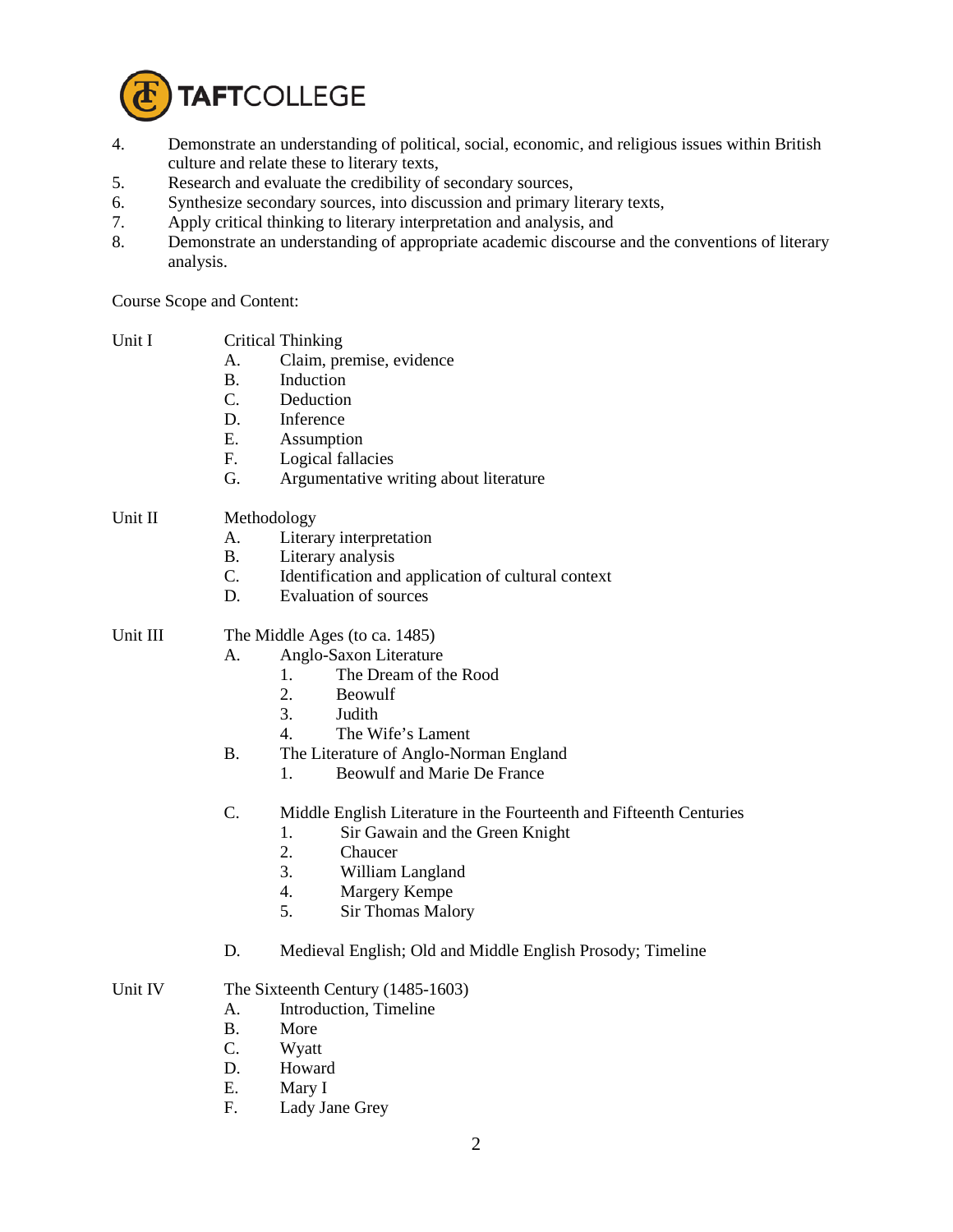4. Demonstrate an understanding of political, social, economic, and religious issues within British culture and relate these to literary texts,
5. Research and evaluate the credibility of secondary sources,
6. Synthesize secondary sources, into discussion and primary literary texts,
7. Apply critical thinking to literary interpretation and analysis, and
8. Demonstrate an understanding of appropriate academic discourse and the conventions of literary analysis.

Course Scope and Content:

Unit I Critical Thinking

- A. Claim, premise, evidence
- B. Induction
- C. Deduction
- D. Inference
- E. Assumption
- F. Logical fallacies
- G. Argumentative writing about literature

Unit II Methodology

- A. Literary interpretation
- B. Literary analysis
- C. Identification and application of cultural context
- D. Evaluation of sources

Unit III The Middle Ages (to ca. 1485)

- A. Anglo-Saxon Literature
  1. The Dream of the Rood
  2. Beowulf
  3. Judith
  4. The Wife's Lament
- B. The Literature of Anglo-Norman England
  1. Beowulf and Marie De France
- C. Middle English Literature in the Fourteenth and Fifteenth Centuries
  1. Sir Gawain and the Green Knight
  2. Chaucer
  3. William Langland
  4. Margery Kempe
  5. Sir Thomas Malory
- D. Medieval English; Old and Middle English Prosody; Timeline

Unit IV The Sixteenth Century (1485-1603)

- A. Introduction, Timeline
- B. More
- C. Wyatt
- D. Howard
- E. Mary I
- F. Lady Jane Grey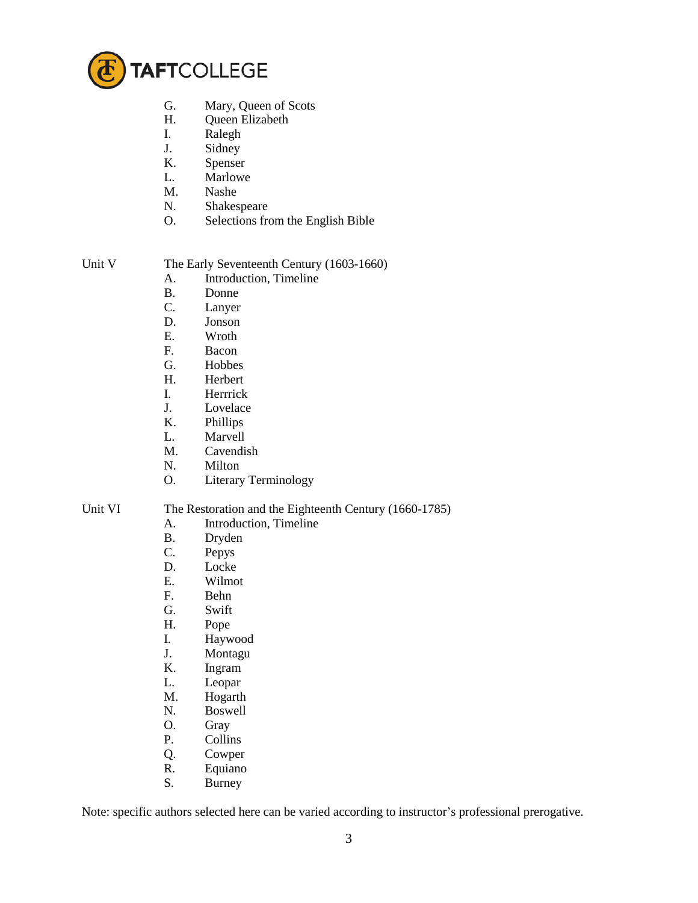G. Mary, Queen of Scots
H. Queen Elizabeth
I. Ralegh
J. Sidney
K. Spenser
L. Marlowe
M. Nashe
N. Shakespeare
O. Selections from the English Bible

Unit V The Early Seventeenth Century (1603-1660)

A. Introduction, Timeline
B. Donne
C. Lanyer
D. Jonson
E. Wroth
F. Bacon
G. Hobbes
H. Herbert
I. Herrrick
J. Lovelace
K. Phillips
L. Marvell
M. Cavendish
N. Milton
O. Literary Terminology

Unit VI The Restoration and the Eighteenth Century (1660-1785)

A. Introduction, Timeline
B. Dryden
C. Pepys
D. Locke
E. Wilmot
F. Behn
G. Swift
H. Pope
I. Haywood
J. Montagu
K. Ingram
L. Leopar
M. Hogarth
N. Boswell
O. Gray
P. Collins
Q. Cowper
R. Equiano
S. Burney

Note: specific authors selected here can be varied according to instructor's professional prerogative.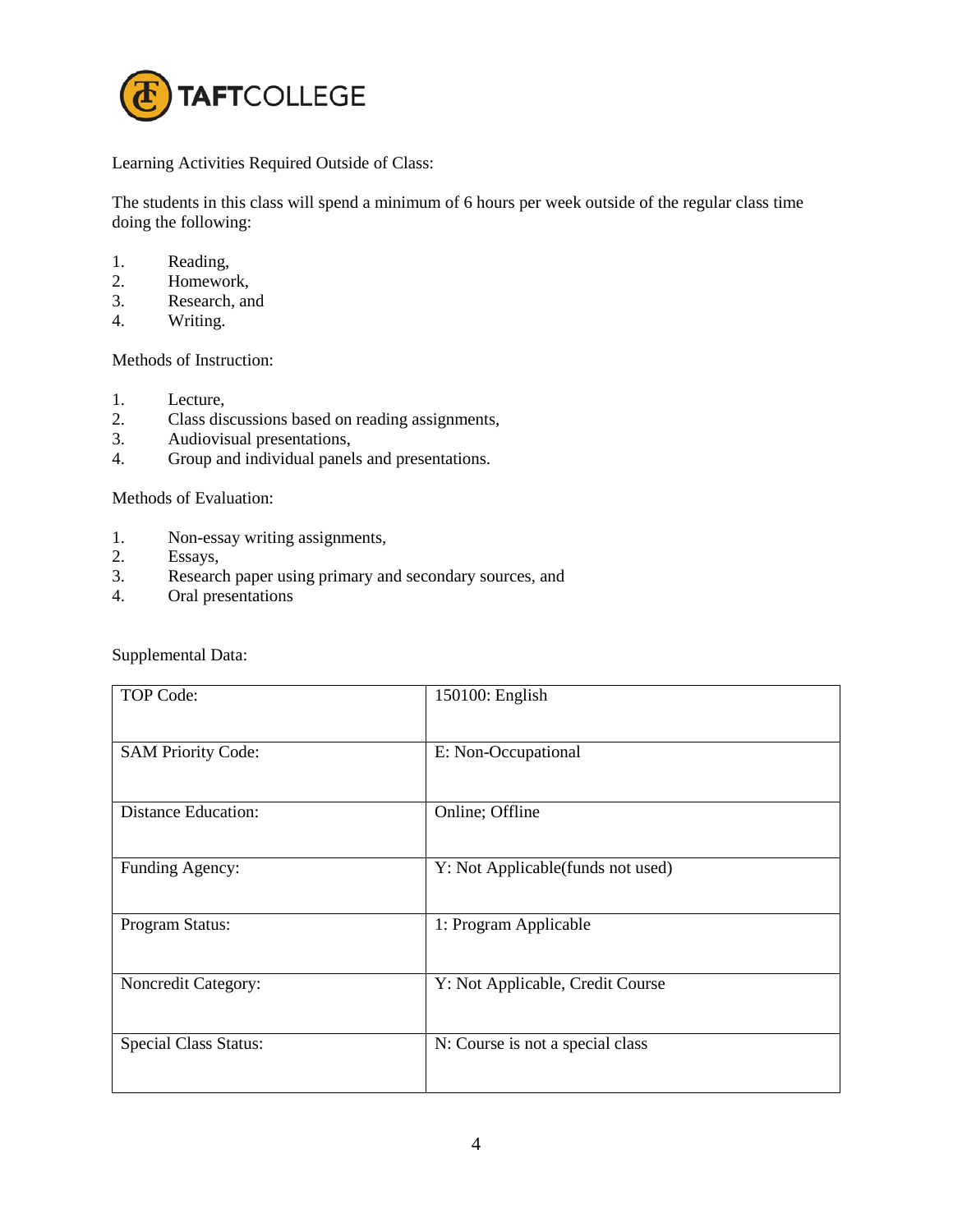Learning Activities Required Outside of Class:

The students in this class will spend a minimum of 6 hours per week outside of the regular class time doing the following:

1. Reading,
2. Homework,
3. Research, and
4. Writing.

Methods of Instruction:

1. Lecture,
2. Class discussions based on reading assignments,
3. Audiovisual presentations,
4. Group and individual panels and presentations.

Methods of Evaluation:

1. Non-essay writing assignments,
2. Essays,
3. Research paper using primary and secondary sources, and
4. Oral presentations

Supplemental Data:

| | |
|---|---|
| TOP Code: | 150100: English |
| SAM Priority Code: | E: Non-Occupational |
| Distance Education: | Online; Offline |
| Funding Agency: | Y: Not Applicable(funds not used) |
| Program Status: | 1: Program Applicable |
| Noncredit Category: | Y: Not Applicable, Credit Course |
| Special Class Status: | N: Course is not a special class |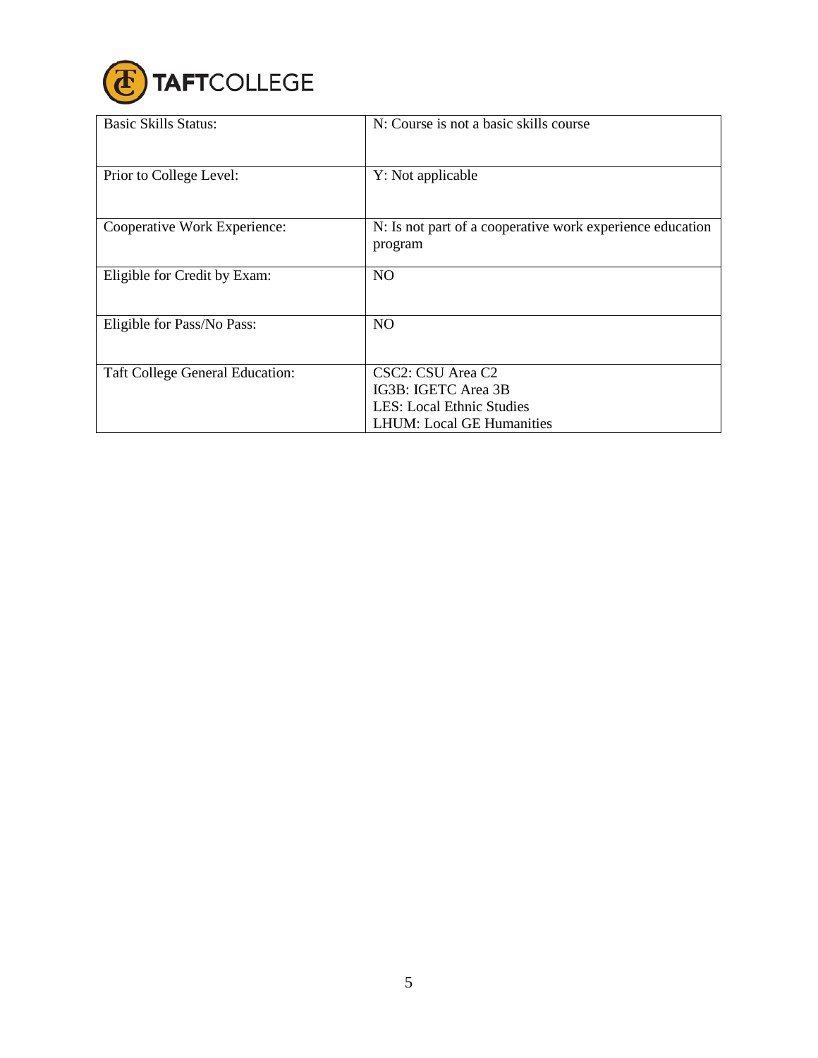| | |
|---|---|
| Basic Skills Status: | N: Course is not a basic skills course |
| Prior to College Level: | Y: Not applicable |
| Cooperative Work Experience: | N: Is not part of a cooperative work experience education program |
| Eligible for Credit by Exam: | NO |
| Eligible for Pass/No Pass: | NO |
| Taft College General Education: | CSC2: CSU Area C2<br>IG3B: IGETC Area 3B<br>LES: Local Ethnic Studies<br>LHUM: Local GE Humanities |